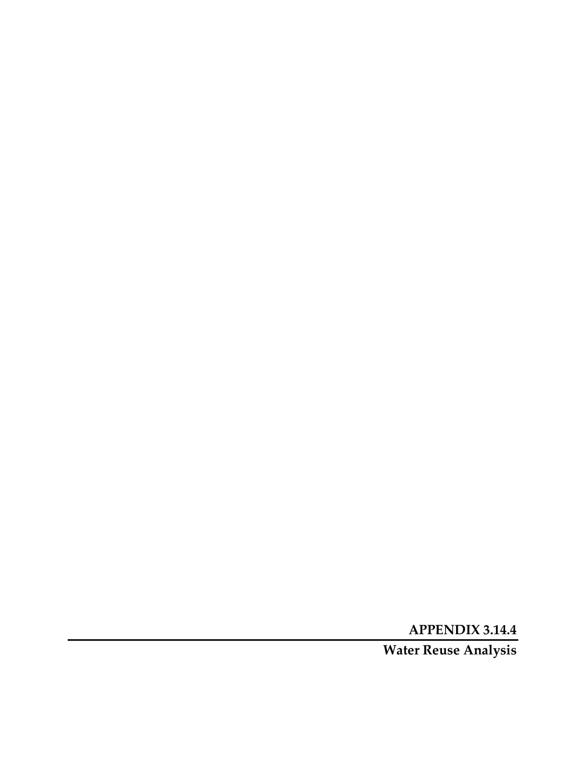# APPENDIX 3.14.4

## Water Reuse Analysis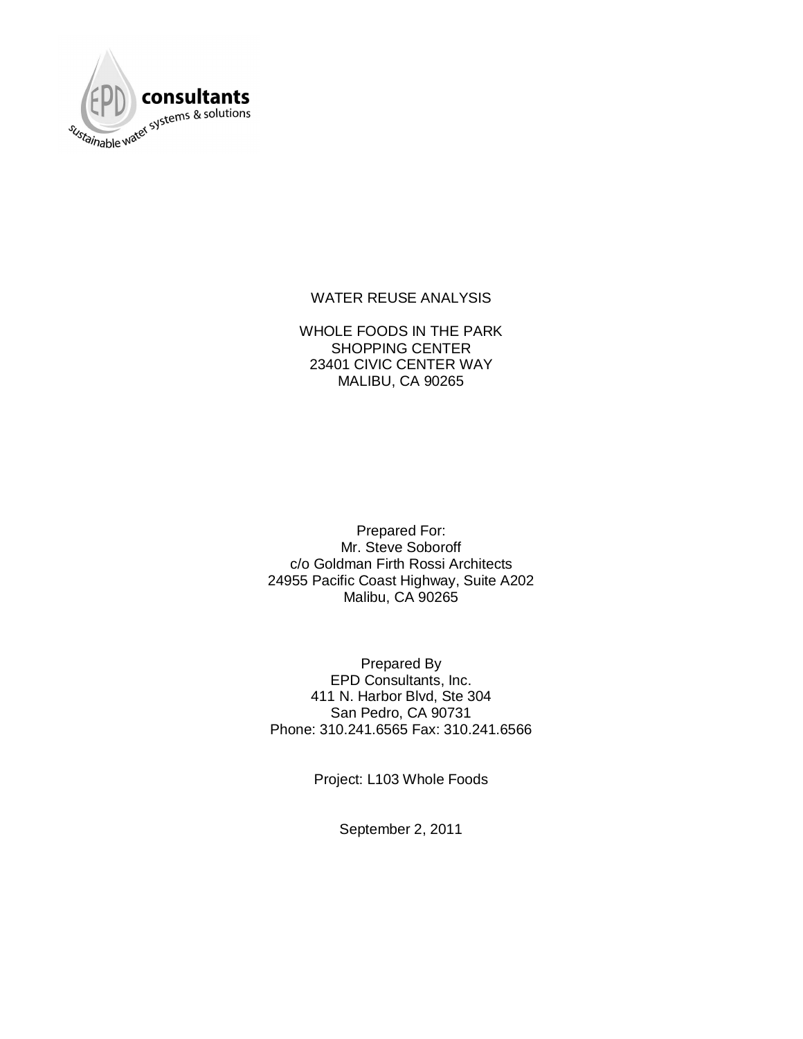EPD consultants

sustainable water systems & solutions

WATER REUSE ANALYSIS

WHOLE FOODS IN THE PARK
SHOPPING CENTER
23401 CIVIC CENTER WAY
MALIBU, CA 90265

Prepared For:
Mr. Steve Soboroff
c/o Goldman Firth Rossi Architects
24955 Pacific Coast Highway, Suite A202
Malibu, CA 90265

Prepared By
EPD Consultants, Inc.
411 N. Harbor Blvd, Ste 304
San Pedro, CA 90731
Phone: 310.241.6565 Fax: 310.241.6566

Project: L103 Whole Foods

September 2, 2011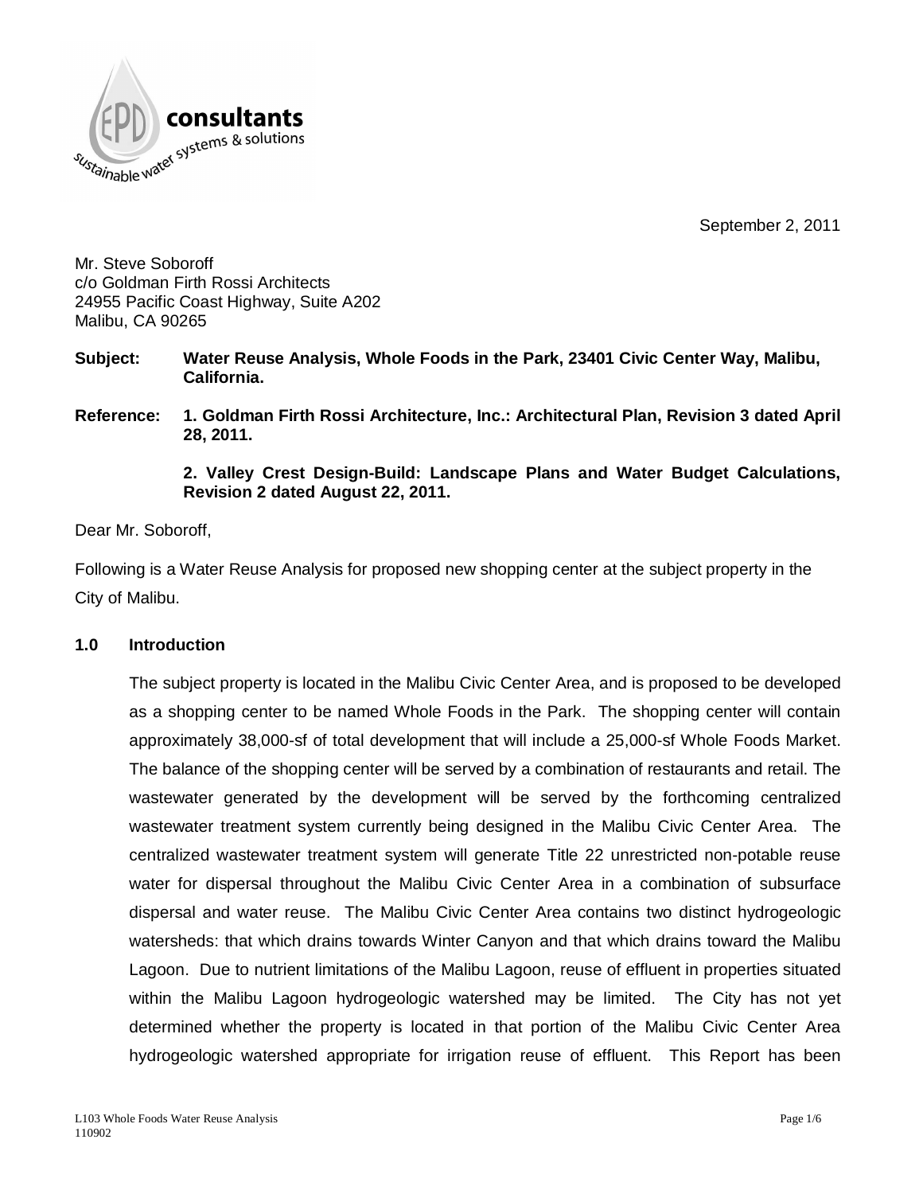September 2, 2011

Mr. Steve Soboroff
c/o Goldman Firth Rossi Architects
24955 Pacific Coast Highway, Suite A202
Malibu, CA 90265

**Subject: Water Reuse Analysis, Whole Foods in the Park, 23401 Civic Center Way, Malibu, California.**

**Reference: 1. Goldman Firth Rossi Architecture, Inc.: Architectural Plan, Revision 3 dated April 28, 2011.**

**2. Valley Crest Design-Build: Landscape Plans and Water Budget Calculations, Revision 2 dated August 22, 2011.**

Dear Mr. Soboroff,

Following is a Water Reuse Analysis for proposed new shopping center at the subject property in the City of Malibu.

## 1.0 Introduction

The subject property is located in the Malibu Civic Center Area, and is proposed to be developed as a shopping center to be named Whole Foods in the Park. The shopping center will contain approximately 38,000-sf of total development that will include a 25,000-sf Whole Foods Market. The balance of the shopping center will be served by a combination of restaurants and retail. The wastewater generated by the development will be served by the forthcoming centralized wastewater treatment system currently being designed in the Malibu Civic Center Area. The centralized wastewater treatment system will generate Title 22 unrestricted non-potable reuse water for dispersal throughout the Malibu Civic Center Area in a combination of subsurface dispersal and water reuse. The Malibu Civic Center Area contains two distinct hydrogeologic watersheds: that which drains towards Winter Canyon and that which drains toward the Malibu Lagoon. Due to nutrient limitations of the Malibu Lagoon, reuse of effluent in properties situated within the Malibu Lagoon hydrogeologic watershed may be limited. The City has not yet determined whether the property is located in that portion of the Malibu Civic Center Area hydrogeologic watershed appropriate for irrigation reuse of effluent. This Report has been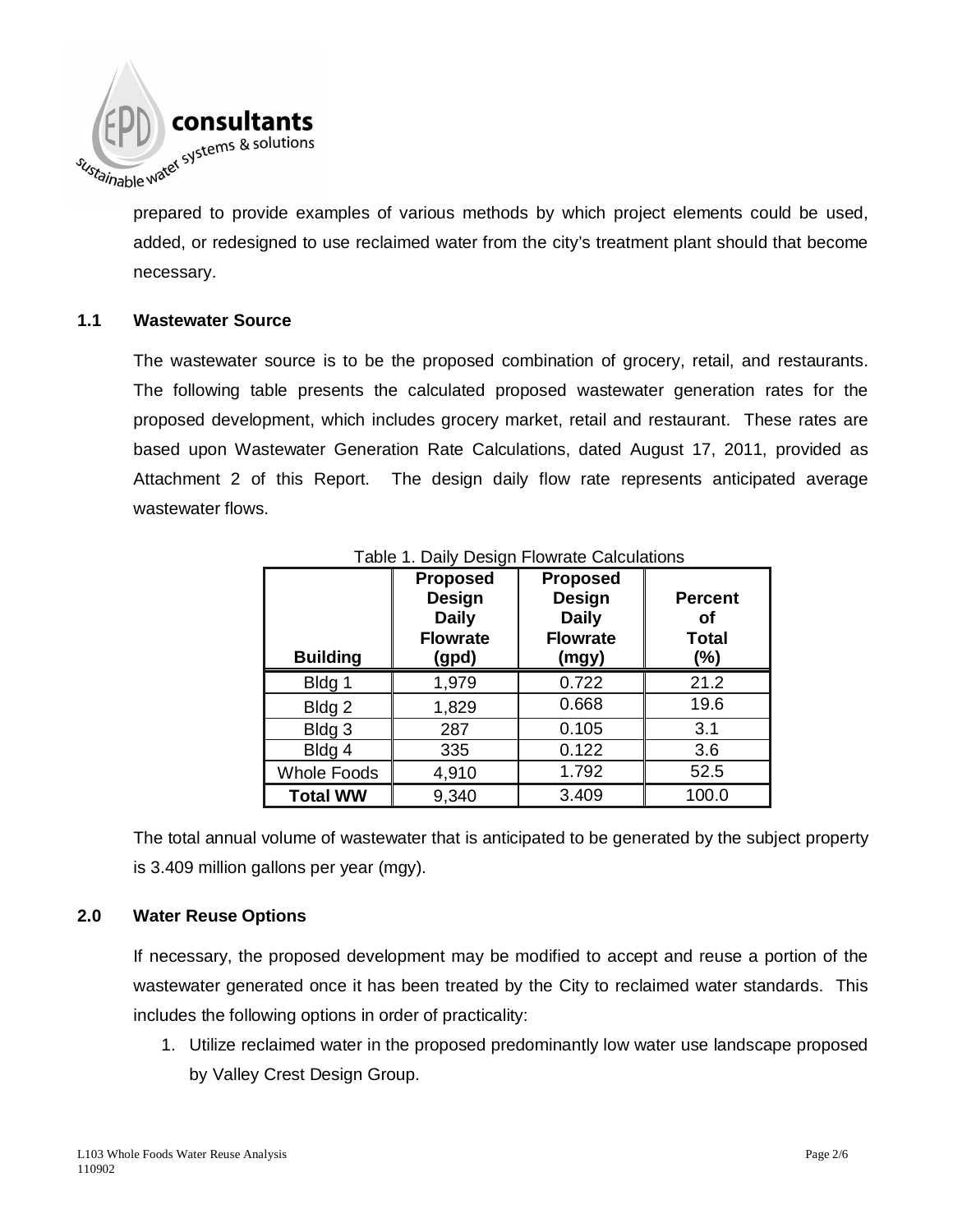prepared to provide examples of various methods by which project elements could be used, added, or redesigned to use reclaimed water from the city's treatment plant should that become necessary.

## 1.1 Wastewater Source

The wastewater source is to be the proposed combination of grocery, retail, and restaurants. The following table presents the calculated proposed wastewater generation rates for the proposed development, which includes grocery market, retail and restaurant. These rates are based upon Wastewater Generation Rate Calculations, dated August 17, 2011, provided as Attachment 2 of this Report. The design daily flow rate represents anticipated average wastewater flows.

Table 1. Daily Design Flowrate Calculations

| Building | Proposed Design Daily Flowrate (gpd) | Proposed Design Daily Flowrate (mgy) | Percent of Total (%) |
|---|---|---|---|
| Bldg 1 | 1,979 | 0.722 | 21.2 |
| Bldg 2 | 1,829 | 0.668 | 19.6 |
| Bldg 3 | 287 | 0.105 | 3.1 |
| Bldg 4 | 335 | 0.122 | 3.6 |
| Whole Foods | 4,910 | 1.792 | 52.5 |
| **Total WW** | 9,340 | 3.409 | 100.0 |

The total annual volume of wastewater that is anticipated to be generated by the subject property is 3.409 million gallons per year (mgy).

## 2.0 Water Reuse Options

If necessary, the proposed development may be modified to accept and reuse a portion of the wastewater generated once it has been treated by the City to reclaimed water standards. This includes the following options in order of practicality:

1. Utilize reclaimed water in the proposed predominantly low water use landscape proposed by Valley Crest Design Group.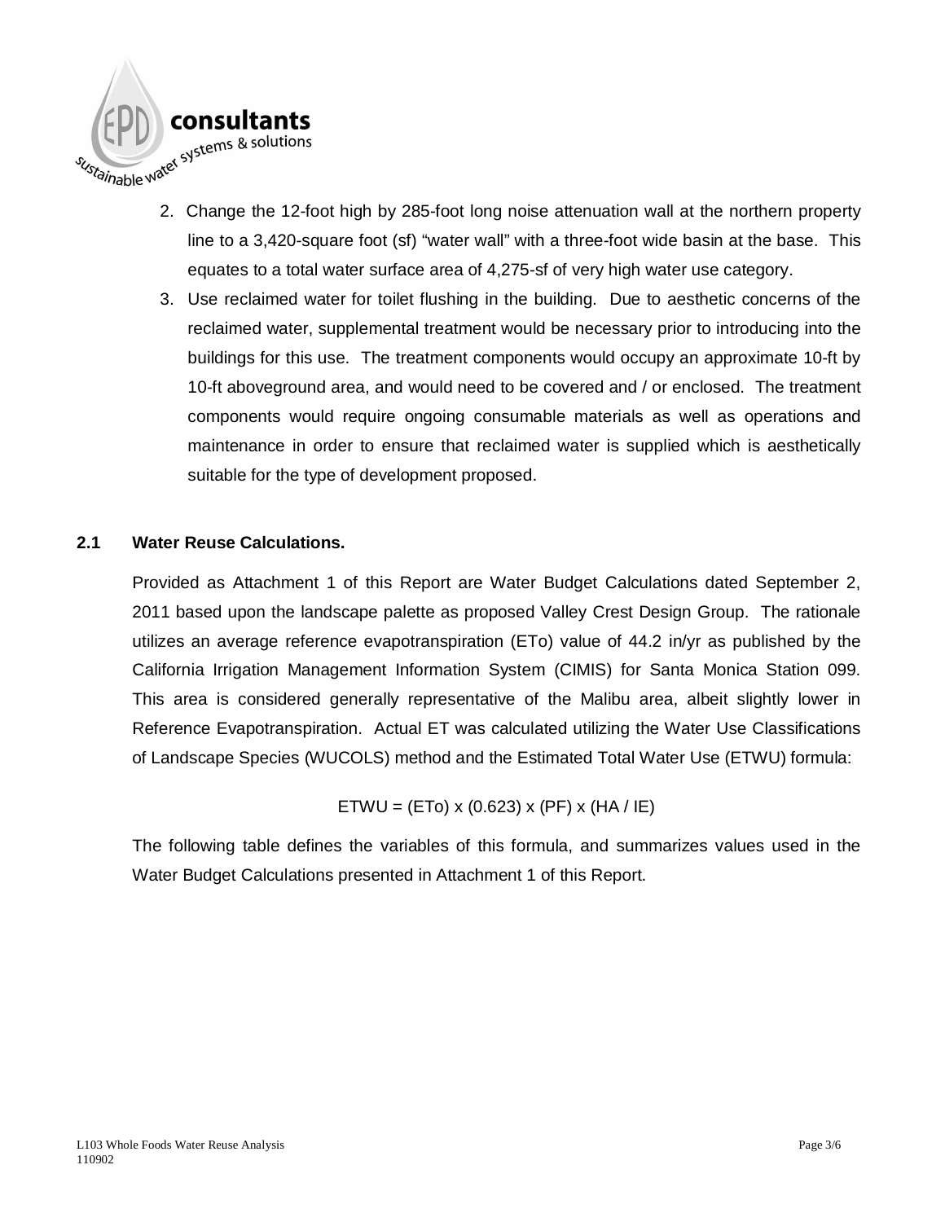2. Change the 12-foot high by 285-foot long noise attenuation wall at the northern property line to a 3,420-square foot (sf) "water wall" with a three-foot wide basin at the base. This equates to a total water surface area of 4,275-sf of very high water use category.
3. Use reclaimed water for toilet flushing in the building. Due to aesthetic concerns of the reclaimed water, supplemental treatment would be necessary prior to introducing into the buildings for this use. The treatment components would occupy an approximate 10-ft by 10-ft aboveground area, and would need to be covered and / or enclosed. The treatment components would require ongoing consumable materials as well as operations and maintenance in order to ensure that reclaimed water is supplied which is aesthetically suitable for the type of development proposed.

## 2.1 Water Reuse Calculations.

Provided as Attachment 1 of this Report are Water Budget Calculations dated September 2, 2011 based upon the landscape palette as proposed Valley Crest Design Group. The rationale utilizes an average reference evapotranspiration (ETo) value of 44.2 in/yr as published by the California Irrigation Management Information System (CIMIS) for Santa Monica Station 099. This area is considered generally representative of the Malibu area, albeit slightly lower in Reference Evapotranspiration. Actual ET was calculated utilizing the Water Use Classifications of Landscape Species (WUCOLS) method and the Estimated Total Water Use (ETWU) formula:

$$ETWU = (ETo) \times (0.623) \times (PF) \times (HA / IE)$$

The following table defines the variables of this formula, and summarizes values used in the Water Budget Calculations presented in Attachment 1 of this Report.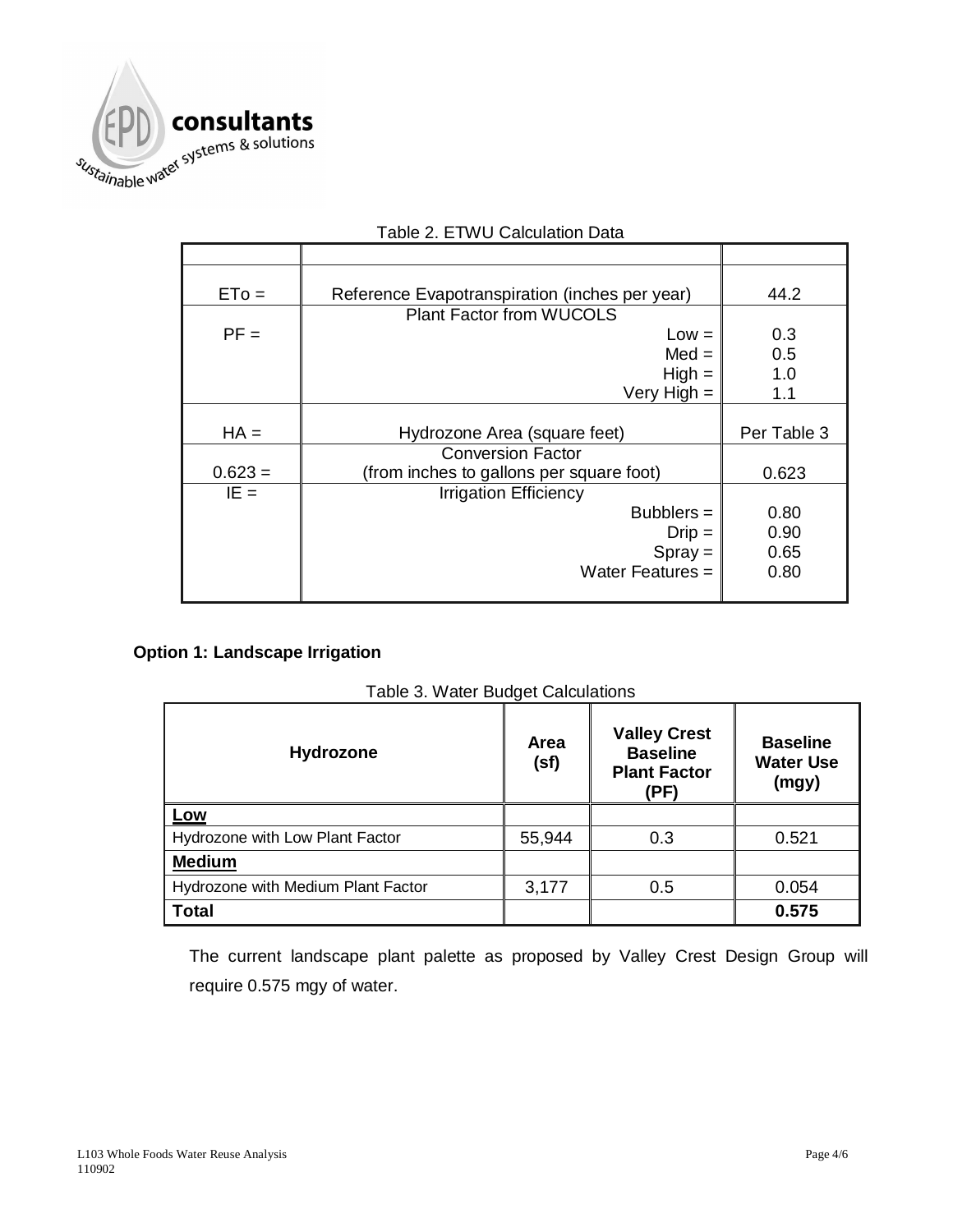Table 2. ETWU Calculation Data

| | | |
|---|---|---|
| ETo = | Reference Evapotranspiration (inches per year) | 44.2 |
| PF = | Plant Factor from WUCOLS | |
| | Low = | 0.3 |
| | Med = | 0.5 |
| | High = | 1.0 |
| | Very High = | 1.1 |
| HA = | Hydrozone Area (square feet) | Per Table 3 |
| 0.623 = | Conversion Factor (from inches to gallons per square foot) | 0.623 |
| IE = | Irrigation Efficiency | |
| | Bubblers = | 0.80 |
| | Drip = | 0.90 |
| | Spray = | 0.65 |
| | Water Features = | 0.80 |

**Option 1: Landscape Irrigation**

Table 3. Water Budget Calculations

| Hydrozone | Area (sf) | Valley Crest Baseline Plant Factor (PF) | Baseline Water Use (mgy) |
|---|---|---|---|
| **Low** | | | |
| Hydrozone with Low Plant Factor | 55,944 | 0.3 | 0.521 |
| **Medium** | | | |
| Hydrozone with Medium Plant Factor | 3,177 | 0.5 | 0.054 |
| **Total** | | | **0.575** |

The current landscape plant palette as proposed by Valley Crest Design Group will require 0.575 mgy of water.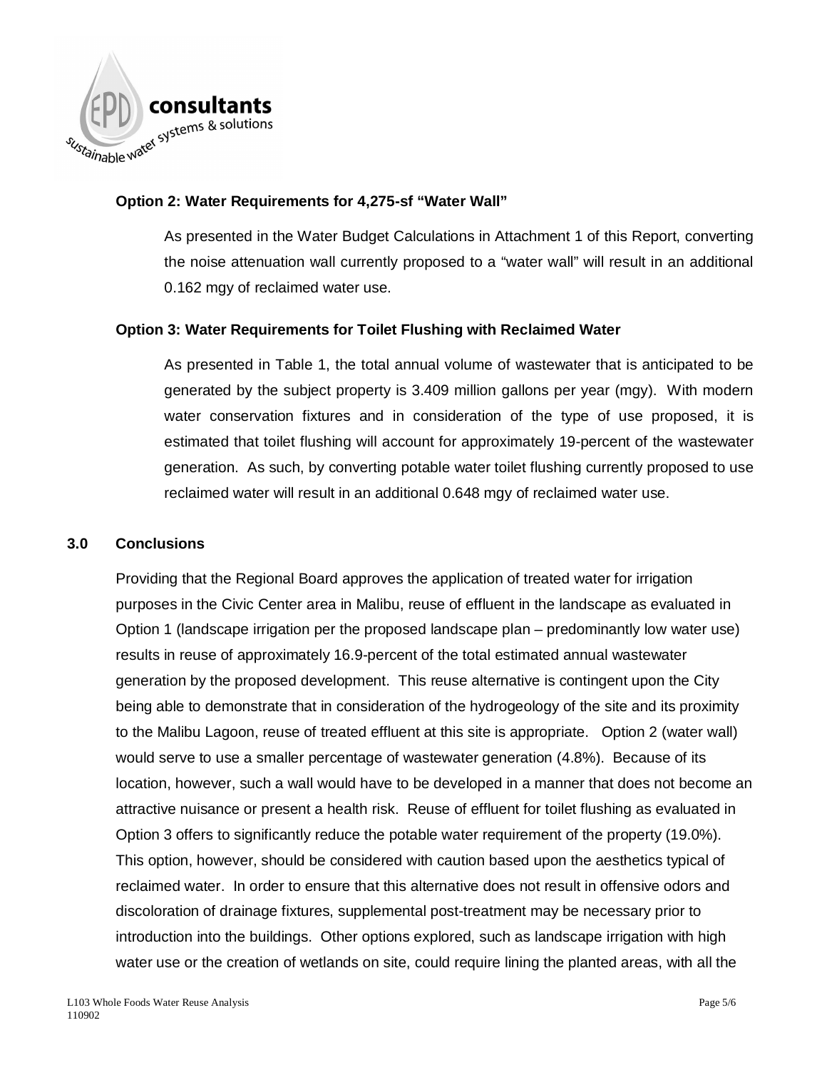**Option 2: Water Requirements for 4,275-sf "Water Wall"**

As presented in the Water Budget Calculations in Attachment 1 of this Report, converting the noise attenuation wall currently proposed to a "water wall" will result in an additional 0.162 mgy of reclaimed water use.

**Option 3: Water Requirements for Toilet Flushing with Reclaimed Water**

As presented in Table 1, the total annual volume of wastewater that is anticipated to be generated by the subject property is 3.409 million gallons per year (mgy). With modern water conservation fixtures and in consideration of the type of use proposed, it is estimated that toilet flushing will account for approximately 19-percent of the wastewater generation. As such, by converting potable water toilet flushing currently proposed to use reclaimed water will result in an additional 0.648 mgy of reclaimed water use.

## 3.0 Conclusions

Providing that the Regional Board approves the application of treated water for irrigation purposes in the Civic Center area in Malibu, reuse of effluent in the landscape as evaluated in Option 1 (landscape irrigation per the proposed landscape plan – predominantly low water use) results in reuse of approximately 16.9-percent of the total estimated annual wastewater generation by the proposed development. This reuse alternative is contingent upon the City being able to demonstrate that in consideration of the hydrogeology of the site and its proximity to the Malibu Lagoon, reuse of treated effluent at this site is appropriate. Option 2 (water wall) would serve to use a smaller percentage of wastewater generation (4.8%). Because of its location, however, such a wall would have to be developed in a manner that does not become an attractive nuisance or present a health risk. Reuse of effluent for toilet flushing as evaluated in Option 3 offers to significantly reduce the potable water requirement of the property (19.0%). This option, however, should be considered with caution based upon the aesthetics typical of reclaimed water. In order to ensure that this alternative does not result in offensive odors and discoloration of drainage fixtures, supplemental post-treatment may be necessary prior to introduction into the buildings. Other options explored, such as landscape irrigation with high water use or the creation of wetlands on site, could require lining the planted areas, with all the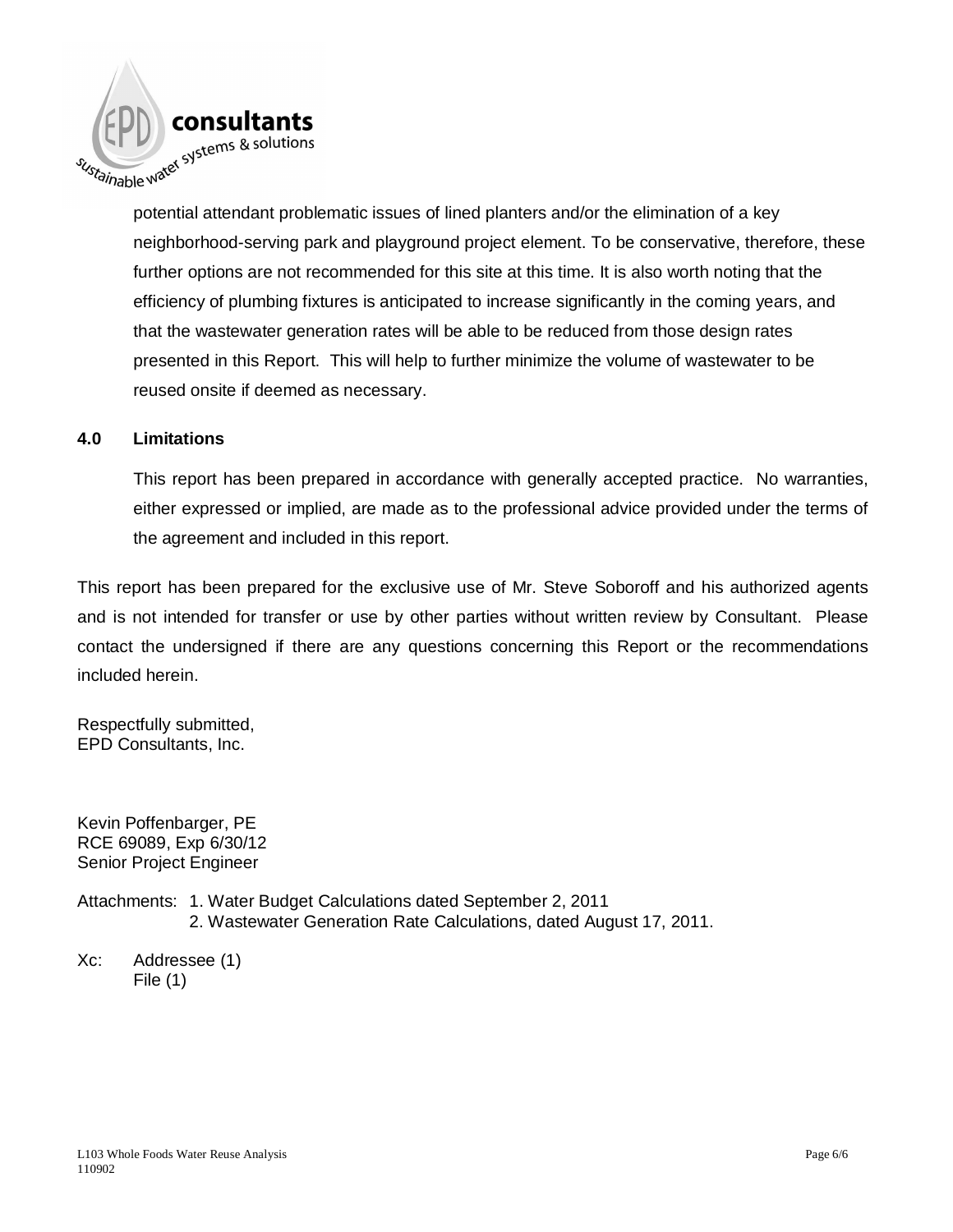potential attendant problematic issues of lined planters and/or the elimination of a key neighborhood-serving park and playground project element. To be conservative, therefore, these further options are not recommended for this site at this time. It is also worth noting that the efficiency of plumbing fixtures is anticipated to increase significantly in the coming years, and that the wastewater generation rates will be able to be reduced from those design rates presented in this Report. This will help to further minimize the volume of wastewater to be reused onsite if deemed as necessary.

## 4.0 Limitations

This report has been prepared in accordance with generally accepted practice. No warranties, either expressed or implied, are made as to the professional advice provided under the terms of the agreement and included in this report.

This report has been prepared for the exclusive use of Mr. Steve Soboroff and his authorized agents and is not intended for transfer or use by other parties without written review by Consultant. Please contact the undersigned if there are any questions concerning this Report or the recommendations included herein.

Respectfully submitted,
EPD Consultants, Inc.

Kevin Poffenbarger, PE
RCE 69089, Exp 6/30/12
Senior Project Engineer

Attachments: 1. Water Budget Calculations dated September 2, 2011
2. Wastewater Generation Rate Calculations, dated August 17, 2011.

Xc: Addressee (1)
File (1)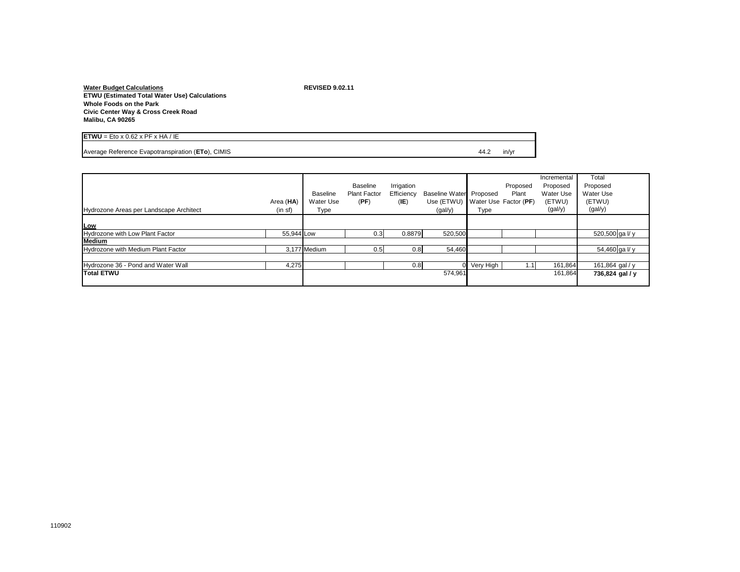**Water Budget Calculations**
**ETWU (Estimated Total Water Use) Calculations**
**Whole Foods on the Park**
**Civic Center Way & Cross Creek Road**
**Malibu, CA 90265**

**REVISED 9.02.11**

| **ETWU** = Eto x 0.62 x PF x HA / IE | | |
|---|---|---|
| Average Reference Evapotranspiration (**ETo**), CIMIS | 44.2 | in/yr |

| Hydrozone Areas per Landscape Architect | Area (**HA**) (in sf) | Baseline Water Use Type | Baseline Plant Factor (**PF**) | Irrigation Efficiency (**IE**) | Baseline Water Use (ETWU) (gal/y) | Proposed Water Use Type | Proposed Plant Factor (**PF**) | Incremental Proposed Water Use (ETWU) (gal/y) | Total Proposed Water Use (ETWU) (gal/y) |
|---|---|---|---|---|---|---|---|---|---|
| **Low** | | | | | | | | | |
| Hydrozone with Low Plant Factor | 55,944 | Low | 0.3 | 0.8879 | 520,500 | | | | 520,500 ga l/ y |
| **Medium** | | | | | | | | | |
| Hydrozone with Medium Plant Factor | 3,177 | Medium | 0.5 | 0.8 | 54,460 | | | | 54,460 ga l/ y |
| | | | | | | | | | |
| Hydrozone 36 - Pond and Water Wall | 4,275 | | | 0.8 | 0 | Very High | 1.1 | 161,864 | 161,864 gal / y |
| **Total ETWU** | | | | | 574,961 | | | 161,864 | **736,824 gal / y** |

110902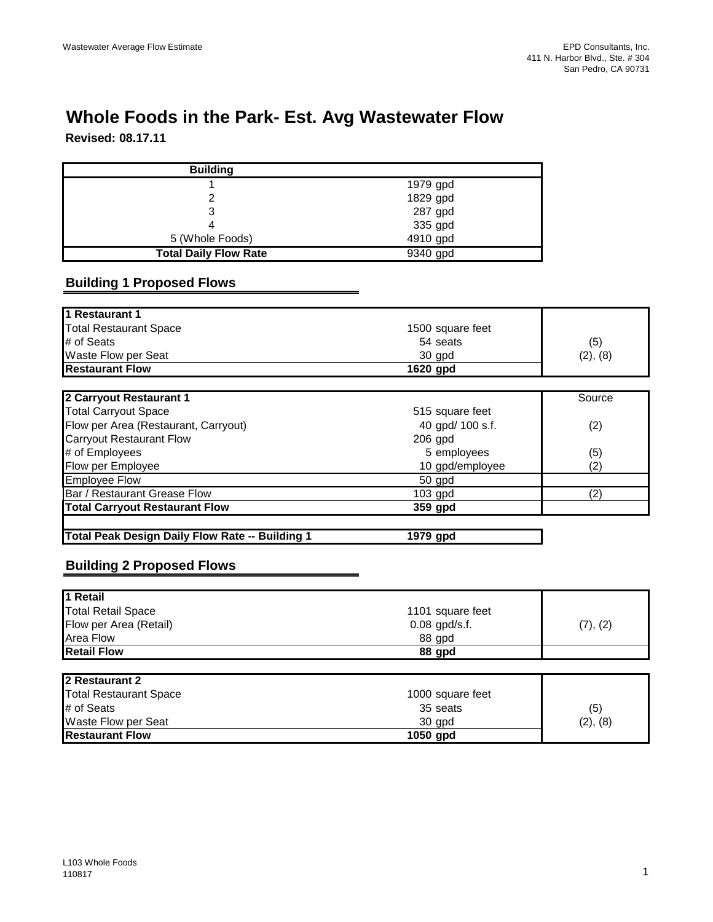# Whole Foods in the Park- Est. Avg Wastewater Flow

**Revised: 08.17.11**

| Building | |
|---|---|
| 1 | 1979 gpd |
| 2 | 1829 gpd |
| 3 | 287 gpd |
| 4 | 335 gpd |
| 5 (Whole Foods) | 4910 gpd |
| **Total Daily Flow Rate** | 9340 gpd |

## Building 1 Proposed Flows

| **1 Restaurant 1** | | |
|---|---|---|
| Total Restaurant Space | 1500 square feet | |
| # of Seats | 54 seats | (5) |
| Waste Flow per Seat | 30 gpd | (2), (8) |
| **Restaurant Flow** | **1620 gpd** | |

| **2 Carryout Restaurant 1** | | Source |
|---|---|---|
| Total Carryout Space | 515 square feet | |
| Flow per Area (Restaurant, Carryout) | 40 gpd/ 100 s.f. | (2) |
| Carryout Restaurant Flow | 206 gpd | |
| # of Employees | 5 employees | (5) |
| Flow per Employee | 10 gpd/employee | (2) |
| Employee Flow | 50 gpd | |
| Bar / Restaurant Grease Flow | 103 gpd | (2) |
| **Total Carryout Restaurant Flow** | **359 gpd** | |

| **Total Peak Design Daily Flow Rate -- Building 1** | **1979 gpd** |
|---|---|

## Building 2 Proposed Flows

| **1 Retail** | | |
|---|---|---|
| Total Retail Space | 1101 square feet | |
| Flow per Area (Retail) | 0.08 gpd/s.f. | (7), (2) |
| Area Flow | 88 gpd | |
| **Retail Flow** | **88 gpd** | |

| **2 Restaurant 2** | | |
|---|---|---|
| Total Restaurant Space | 1000 square feet | |
| # of Seats | 35 seats | (5) |
| Waste Flow per Seat | 30 gpd | (2), (8) |
| **Restaurant Flow** | **1050 gpd** | |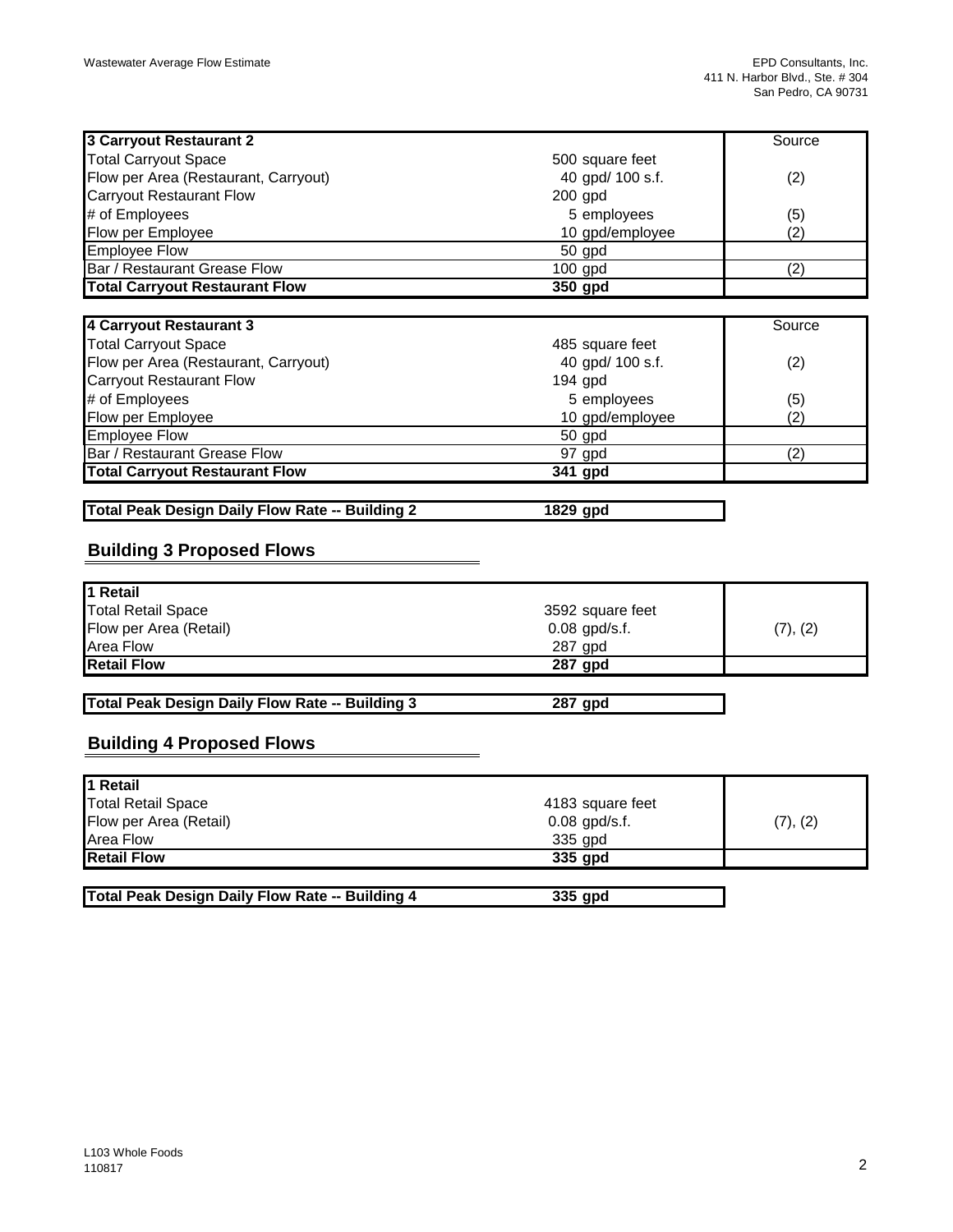| 3 Carryout Restaurant 2 | | Source |
|---|---|---|
| Total Carryout Space | 500 square feet | |
| Flow per Area (Restaurant, Carryout) | 40 gpd/ 100 s.f. | (2) |
| Carryout Restaurant Flow | 200 gpd | |
| # of Employees | 5 employees | (5) |
| Flow per Employee | 10 gpd/employee | (2) |
| Employee Flow | 50 gpd | |
| Bar / Restaurant Grease Flow | 100 gpd | (2) |
| **Total Carryout Restaurant Flow** | **350 gpd** | |

| 4 Carryout Restaurant 3 | | Source |
|---|---|---|
| Total Carryout Space | 485 square feet | |
| Flow per Area (Restaurant, Carryout) | 40 gpd/ 100 s.f. | (2) |
| Carryout Restaurant Flow | 194 gpd | |
| # of Employees | 5 employees | (5) |
| Flow per Employee | 10 gpd/employee | (2) |
| Employee Flow | 50 gpd | |
| Bar / Restaurant Grease Flow | 97 gpd | (2) |
| **Total Carryout Restaurant Flow** | **341 gpd** | |

| **Total Peak Design Daily Flow Rate -- Building 2** | **1829 gpd** |
|---|---|

## Building 3 Proposed Flows

| 1 Retail | | |
|---|---|---|
| Total Retail Space | 3592 square feet | |
| Flow per Area (Retail) | 0.08 gpd/s.f. | (7), (2) |
| Area Flow | 287 gpd | |
| **Retail Flow** | **287 gpd** | |

| **Total Peak Design Daily Flow Rate -- Building 3** | **287 gpd** |
|---|---|

## Building 4 Proposed Flows

| 1 Retail | | |
|---|---|---|
| Total Retail Space | 4183 square feet | |
| Flow per Area (Retail) | 0.08 gpd/s.f. | (7), (2) |
| Area Flow | 335 gpd | |
| **Retail Flow** | **335 gpd** | |

| **Total Peak Design Daily Flow Rate -- Building 4** | **335 gpd** |
|---|---|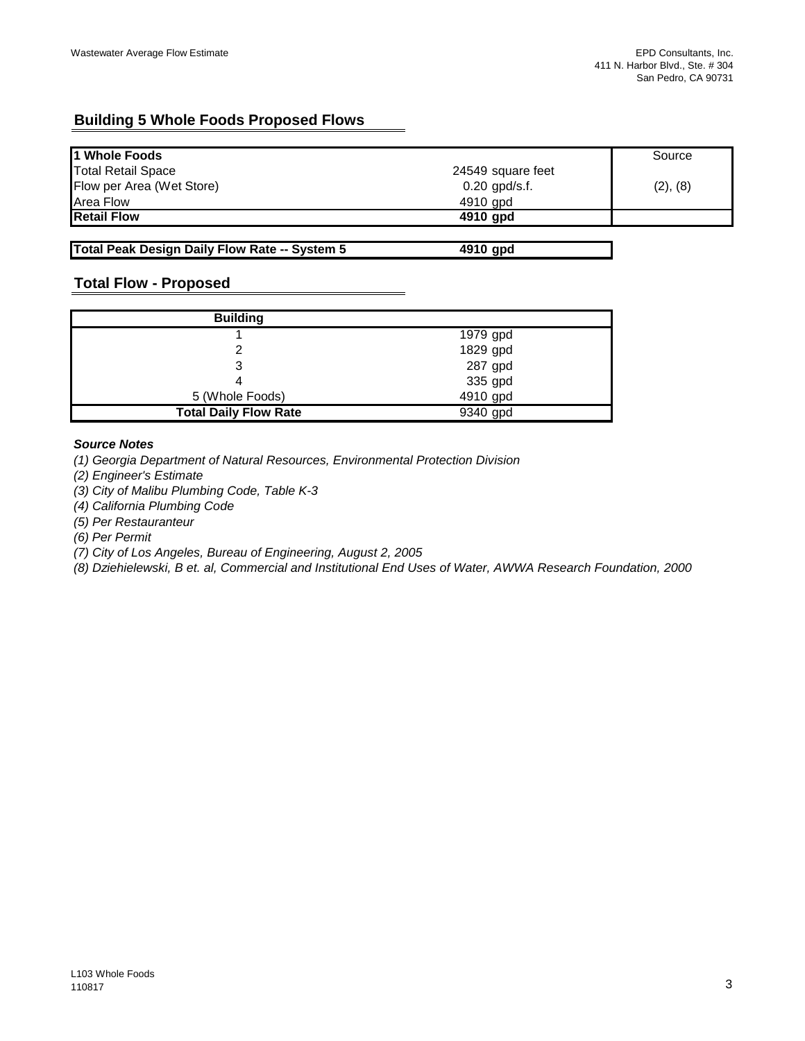## Building 5 Whole Foods Proposed Flows

| 1 Whole Foods | | Source |
|---|---|---|
| Total Retail Space | 24549 square feet | |
| Flow per Area (Wet Store) | 0.20 gpd/s.f. | (2), (8) |
| Area Flow | 4910 gpd | |
| **Retail Flow** | **4910 gpd** | |

| | |
|---|---|
| **Total Peak Design Daily Flow Rate -- System 5** | **4910 gpd** |

## Total Flow - Proposed

| Building | |
|---|---|
| 1 | 1979 gpd |
| 2 | 1829 gpd |
| 3 | 287 gpd |
| 4 | 335 gpd |
| 5 (Whole Foods) | 4910 gpd |
| **Total Daily Flow Rate** | 9340 gpd |

***Source Notes***

*(1) Georgia Department of Natural Resources, Environmental Protection Division*

*(2) Engineer's Estimate*

*(3) City of Malibu Plumbing Code, Table K-3*

*(4) California Plumbing Code*

*(5) Per Restauranteur*

*(6) Per Permit*

*(7) City of Los Angeles, Bureau of Engineering, August 2, 2005*

*(8) Dziehielewski, B et. al, Commercial and Institutional End Uses of Water, AWWA Research Foundation, 2000*